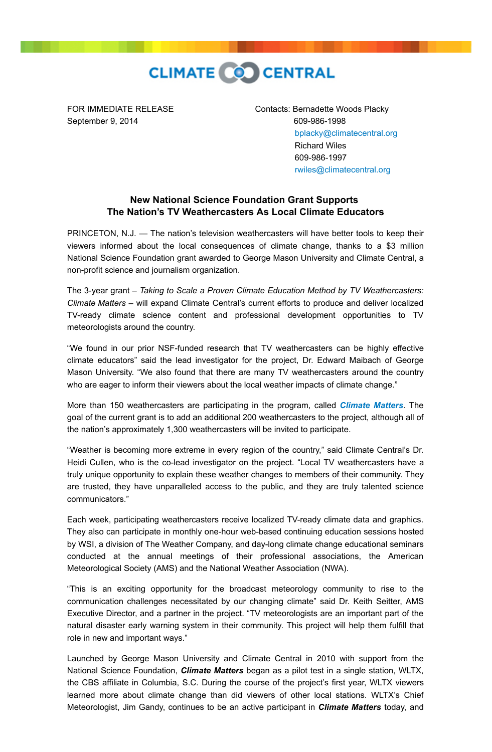CLIMATE CENTRAL

FOR IMMEDIATE RELEASE
September 9, 2014

Contacts: Bernadette Woods Placky
609-986-1998
bplacky@climatecentral.org
Richard Wiles
609-986-1997
rwiles@climatecentral.org

## New National Science Foundation Grant Supports The Nation's TV Weathercasters As Local Climate Educators

PRINCETON, N.J. — The nation's television weathercasters will have better tools to keep their viewers informed about the local consequences of climate change, thanks to a $3 million National Science Foundation grant awarded to George Mason University and Climate Central, a non-profit science and journalism organization.

The 3-year grant – *Taking to Scale a Proven Climate Education Method by TV Weathercasters: Climate Matters* – will expand Climate Central's current efforts to produce and deliver localized TV-ready climate science content and professional development opportunities to TV meteorologists around the country.

"We found in our prior NSF-funded research that TV weathercasters can be highly effective climate educators" said the lead investigator for the project, Dr. Edward Maibach of George Mason University. "We also found that there are many TV weathercasters around the country who are eager to inform their viewers about the local weather impacts of climate change."

More than 150 weathercasters are participating in the program, called ***Climate Matters***. The goal of the current grant is to add an additional 200 weathercasters to the project, although all of the nation's approximately 1,300 weathercasters will be invited to participate.

"Weather is becoming more extreme in every region of the country," said Climate Central's Dr. Heidi Cullen, who is the co-lead investigator on the project. "Local TV weathercasters have a truly unique opportunity to explain these weather changes to members of their community. They are trusted, they have unparalleled access to the public, and they are truly talented science communicators."

Each week, participating weathercasters receive localized TV-ready climate data and graphics. They also can participate in monthly one-hour web-based continuing education sessions hosted by WSI, a division of The Weather Company, and day-long climate change educational seminars conducted at the annual meetings of their professional associations, the American Meteorological Society (AMS) and the National Weather Association (NWA).

"This is an exciting opportunity for the broadcast meteorology community to rise to the communication challenges necessitated by our changing climate" said Dr. Keith Seitter, AMS Executive Director, and a partner in the project. "TV meteorologists are an important part of the natural disaster early warning system in their community. This project will help them fulfill that role in new and important ways."

Launched by George Mason University and Climate Central in 2010 with support from the National Science Foundation, ***Climate Matters*** began as a pilot test in a single station, WLTX, the CBS affiliate in Columbia, S.C. During the course of the project's first year, WLTX viewers learned more about climate change than did viewers of other local stations. WLTX's Chief Meteorologist, Jim Gandy, continues to be an active participant in ***Climate Matters*** today, and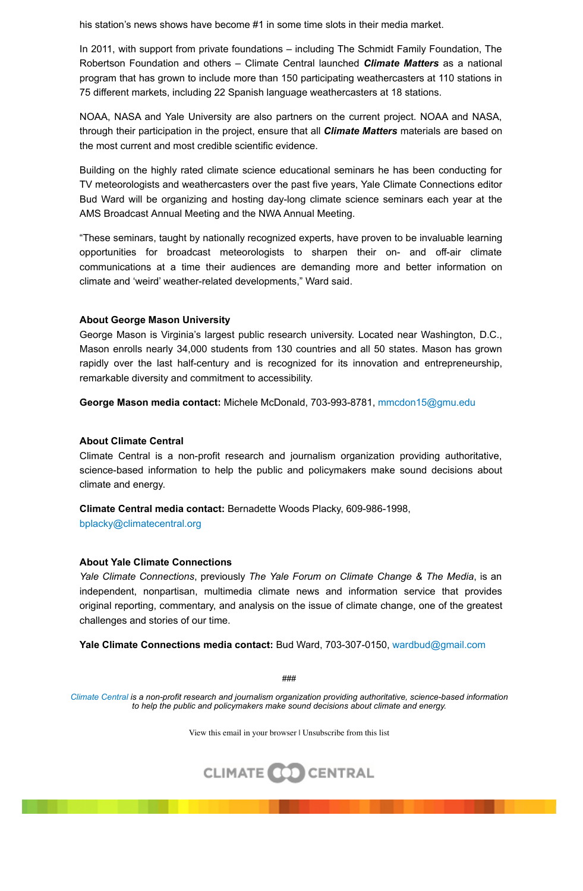his station's news shows have become #1 in some time slots in their media market.

In 2011, with support from private foundations – including The Schmidt Family Foundation, The Robertson Foundation and others – Climate Central launched ***Climate Matters*** as a national program that has grown to include more than 150 participating weathercasters at 110 stations in 75 different markets, including 22 Spanish language weathercasters at 18 stations.

NOAA, NASA and Yale University are also partners on the current project. NOAA and NASA, through their participation in the project, ensure that all ***Climate Matters*** materials are based on the most current and most credible scientific evidence.

Building on the highly rated climate science educational seminars he has been conducting for TV meteorologists and weathercasters over the past five years, Yale Climate Connections editor Bud Ward will be organizing and hosting day-long climate science seminars each year at the AMS Broadcast Annual Meeting and the NWA Annual Meeting.

"These seminars, taught by nationally recognized experts, have proven to be invaluable learning opportunities for broadcast meteorologists to sharpen their on- and off-air climate communications at a time their audiences are demanding more and better information on climate and 'weird' weather-related developments," Ward said.

**About George Mason University**
George Mason is Virginia's largest public research university. Located near Washington, D.C., Mason enrolls nearly 34,000 students from 130 countries and all 50 states. Mason has grown rapidly over the last half-century and is recognized for its innovation and entrepreneurship, remarkable diversity and commitment to accessibility.

**George Mason media contact:** Michele McDonald, 703-993-8781, mmcdon15@gmu.edu

**About Climate Central**
Climate Central is a non-profit research and journalism organization providing authoritative, science-based information to help the public and policymakers make sound decisions about climate and energy.

**Climate Central media contact:** Bernadette Woods Placky, 609-986-1998, bplacky@climatecentral.org

**About Yale Climate Connections**
*Yale Climate Connections*, previously *The Yale Forum on Climate Change & The Media*, is an independent, nonpartisan, multimedia climate news and information service that provides original reporting, commentary, and analysis on the issue of climate change, one of the greatest challenges and stories of our time.

**Yale Climate Connections media contact:** Bud Ward, 703-307-0150, wardbud@gmail.com

###

*Climate Central is a non-profit research and journalism organization providing authoritative, science-based information to help the public and policymakers make sound decisions about climate and energy.*

View this email in your browser | Unsubscribe from this list

CLIMATE CENTRAL